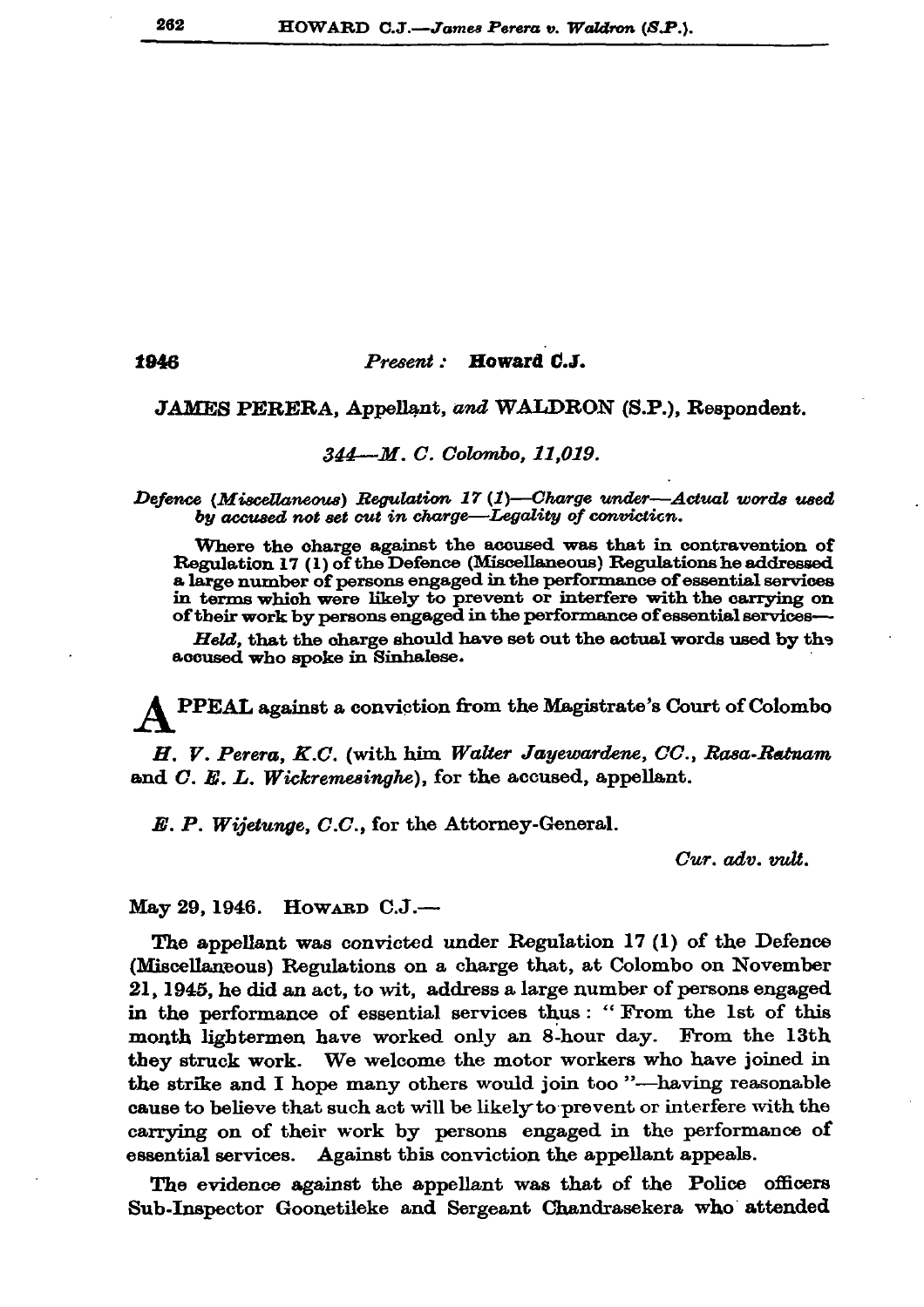**1946** *Present :* **Howard C.J.**

JAMES PERERA, Appellant, *and* WALDRON (S.P.), Respondent.

*344—M. C. Colombo, 11,019.*

*Defence (Miscellaneous) Regulation 17 (1)—Charge under—Actual words used by accused not set cut in charge—Legality of convicticn.*

Where the charge against the accused was that in contravention of Regulation 17 (1) of the Defence (Miscellaneous) Regulations he addressed a large number of persons engaged in the performance of essential services in terms which were likely to prevent or interfere with the carrying on of their work by persons engaged in the performance of essential services—

*Held*, that the charge should have set out the actual words used by the accused who spoke in Sinhalese.

APPEAL against a conviction from the Magistrate's Court of Colombo

*H. V. Perera, K.C.* (with him *Walter Jayewardene, CC., Rasa-Ratnam* and *C. E. L. Wickremesinghe*), for the accused, appellant.

*E. P. Wijetunge, C.C.*, for the Attorney-General.

*Cur. adv. vult.*

May 29, 1946. Howard C.J.—

The appellant was convicted under Regulation 17 (1) of the Defence (Miscellaneous) Regulations on a charge that, at Colombo on November 21, 1945, he did an act, to wit, address a large number of persons engaged in the performance of essential services thus : " From the 1st of this month lightermen have worked only an 8-hour day. From the 13th they struck work. We welcome the motor workers who have joined in the strike and I hope many others would join too "—having reasonable cause to believe that such act will be likely to prevent or interfere with the carrying on of their work by persons engaged in the performance of essential services. Against this conviction the appellant appeals.

The evidence against the appellant was that of the Police officers Sub-Inspector Goonetileke and Sergeant Chandrasekera who attended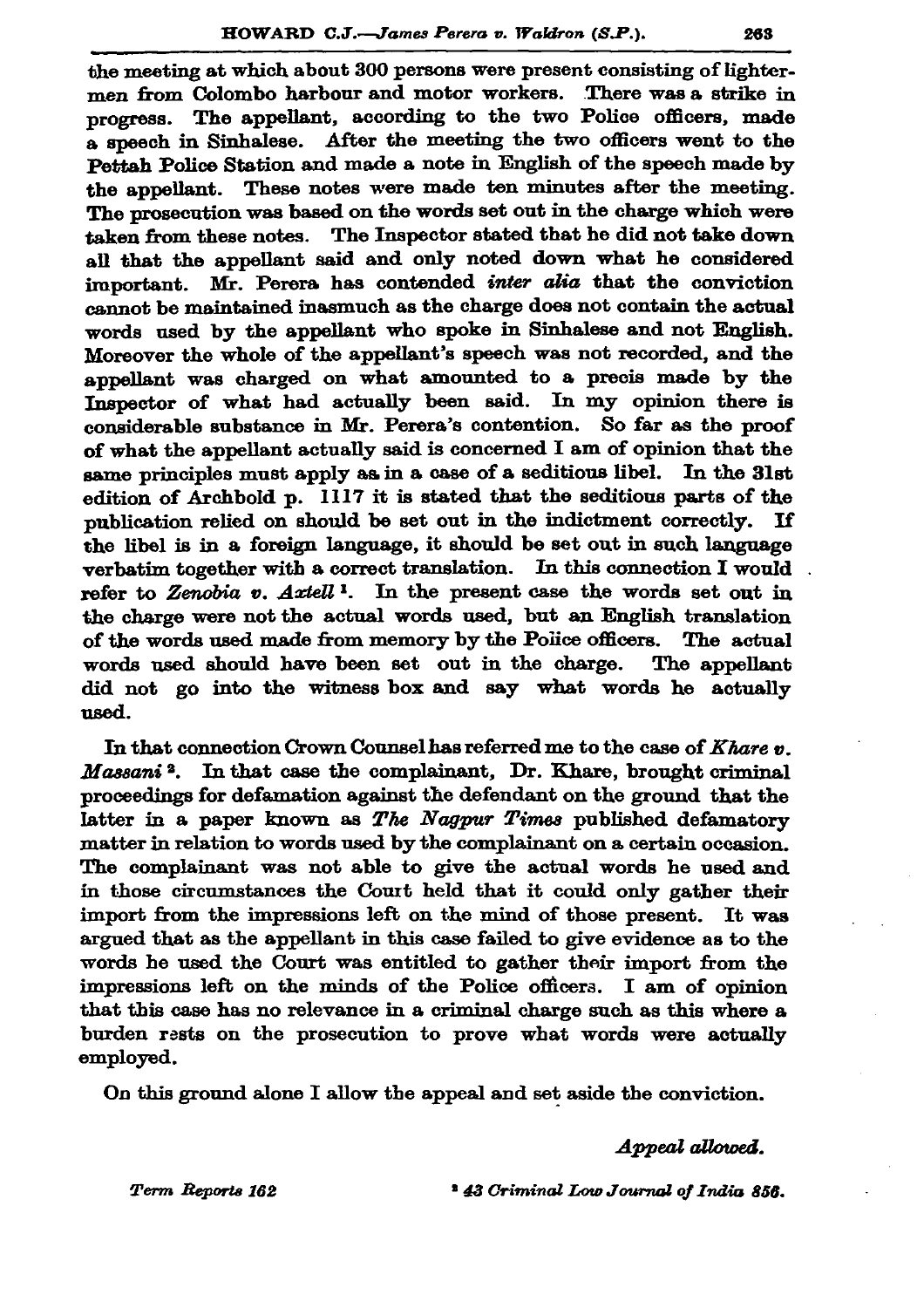the meeting at which about 300 persons were present consisting of lightermen from Colombo harbour and motor workers. There was a strike in progress. The appellant, according to the two Police officers, made a speech in Sinhalese. After the meeting the two officers went to the Pettah Police Station and made a note in English of the speech made by the appellant. These notes were made ten minutes after the meeting. The prosecution was based on the words set out in the charge which were taken from these notes. The Inspector stated that he did not take down all that the appellant said and only noted down what he considered important. Mr. Perera has contended *inter alia* that the conviction cannot be maintained inasmuch as the charge does not contain the actual words used by the appellant who spoke in Sinhalese and not English. Moreover the whole of the appellant's speech was not recorded, and the appellant was charged on what amounted to a precis made by the Inspector of what had actually been said. In my opinion there is considerable substance in Mr. Perera's contention. So far as the proof of what the appellant actually said is concerned I am of opinion that the same principles must apply as in a case of a seditious libel. In the 31st edition of Archbold p. 1117 it is stated that the seditious parts of the publication relied on should be set out in the indictment correctly. If the libel is in a foreign language, it should be set out in such language verbatim together with a correct translation. In this connection I would refer to *Zenobia v. Axtell*[1]. In the present case the words set out in the charge were not the actual words used, but an English translation of the words used made from memory by the Police officers. The actual words used should have been set out in the charge. The appellant did not go into the witness box and say what words he actually used.

In that connection Crown Counsel has referred me to the case of *Khare v. Massani*[2]. In that case the complainant, Dr. Khare, brought criminal proceedings for defamation against the defendant on the ground that the latter in a paper known as *The Nagpur Times* published defamatory matter in relation to words used by the complainant on a certain occasion. The complainant was not able to give the actual words he used and in those circumstances the Court held that it could only gather their import from the impressions left on the mind of those present. It was argued that as the appellant in this case failed to give evidence as to the words he used the Court was entitled to gather their import from the impressions left on the minds of the Police officers. I am of opinion that this case has no relevance in a criminal charge such as this where a burden rests on the prosecution to prove what words were actually employed.

On this ground alone I allow the appeal and set aside the conviction.

*Appeal allowed.*

[1] *Term Reports 162*

[2] *43 Criminal Law Journal of India 856.*